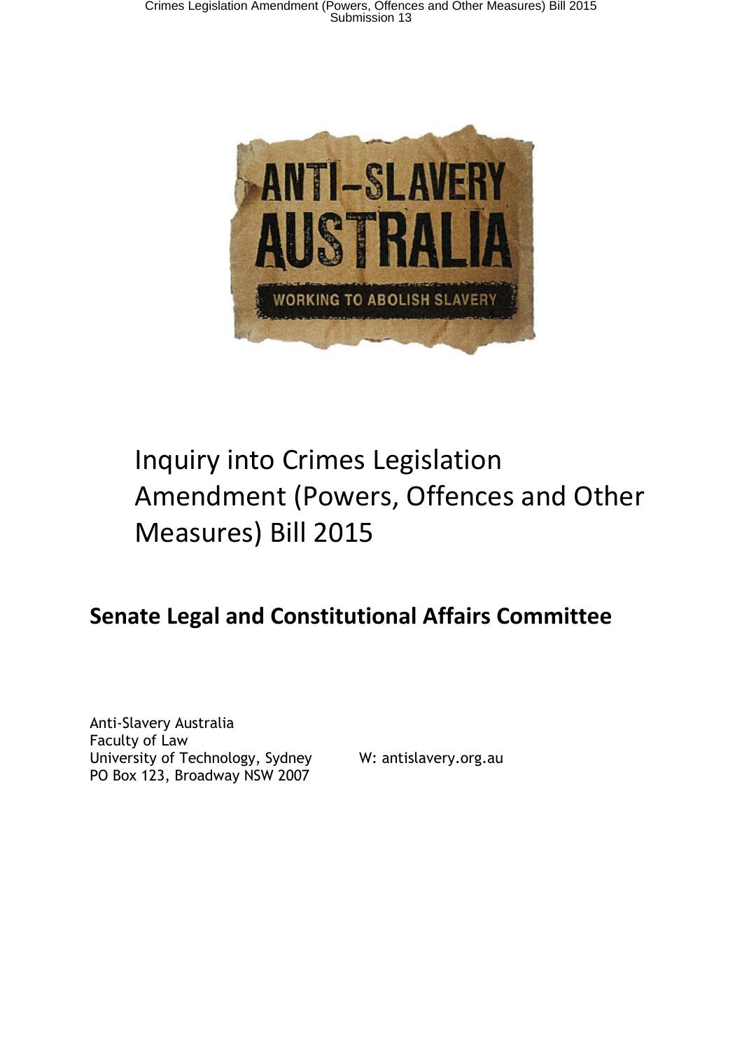ANTI-SLAVERY AUSTRALIA

WORKING TO ABOLISH SLAVERY

# Inquiry into Crimes Legislation Amendment (Powers, Offences and Other Measures) Bill 2015

## Senate Legal and Constitutional Affairs Committee

Anti-Slavery Australia
Faculty of Law
University of Technology, Sydney
PO Box 123, Broadway NSW 2007

W: antislavery.org.au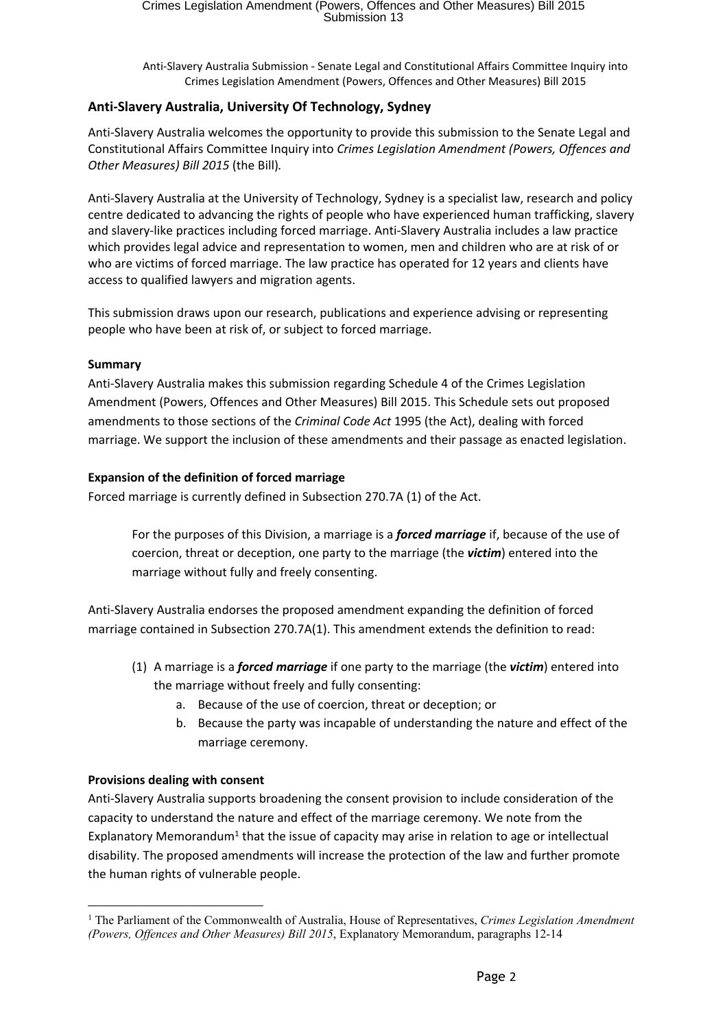## Anti-Slavery Australia, University Of Technology, Sydney

Anti-Slavery Australia welcomes the opportunity to provide this submission to the Senate Legal and Constitutional Affairs Committee Inquiry into *Crimes Legislation Amendment (Powers, Offences and Other Measures) Bill 2015* (the Bill)*.*

Anti-Slavery Australia at the University of Technology, Sydney is a specialist law, research and policy centre dedicated to advancing the rights of people who have experienced human trafficking, slavery and slavery-like practices including forced marriage. Anti-Slavery Australia includes a law practice which provides legal advice and representation to women, men and children who are at risk of or who are victims of forced marriage. The law practice has operated for 12 years and clients have access to qualified lawyers and migration agents.

This submission draws upon our research, publications and experience advising or representing people who have been at risk of, or subject to forced marriage.

**Summary**

Anti-Slavery Australia makes this submission regarding Schedule 4 of the Crimes Legislation Amendment (Powers, Offences and Other Measures) Bill 2015. This Schedule sets out proposed amendments to those sections of the *Criminal Code Act* 1995 (the Act), dealing with forced marriage. We support the inclusion of these amendments and their passage as enacted legislation.

**Expansion of the definition of forced marriage**

Forced marriage is currently defined in Subsection 270.7A (1) of the Act.

> For the purposes of this Division, a marriage is a ***forced marriage*** if, because of the use of coercion, threat or deception, one party to the marriage (the ***victim***) entered into the marriage without fully and freely consenting.

Anti-Slavery Australia endorses the proposed amendment expanding the definition of forced marriage contained in Subsection 270.7A(1). This amendment extends the definition to read:

(1) A marriage is a ***forced marriage*** if one party to the marriage (the ***victim***) entered into the marriage without freely and fully consenting:
   a. Because of the use of coercion, threat or deception; or
   b. Because the party was incapable of understanding the nature and effect of the marriage ceremony.

**Provisions dealing with consent**

Anti-Slavery Australia supports broadening the consent provision to include consideration of the capacity to understand the nature and effect of the marriage ceremony. We note from the Explanatory Memorandum[1] that the issue of capacity may arise in relation to age or intellectual disability. The proposed amendments will increase the protection of the law and further promote the human rights of vulnerable people.

[1] The Parliament of the Commonwealth of Australia, House of Representatives, *Crimes Legislation Amendment (Powers, Offences and Other Measures) Bill 2015*, Explanatory Memorandum, paragraphs 12-14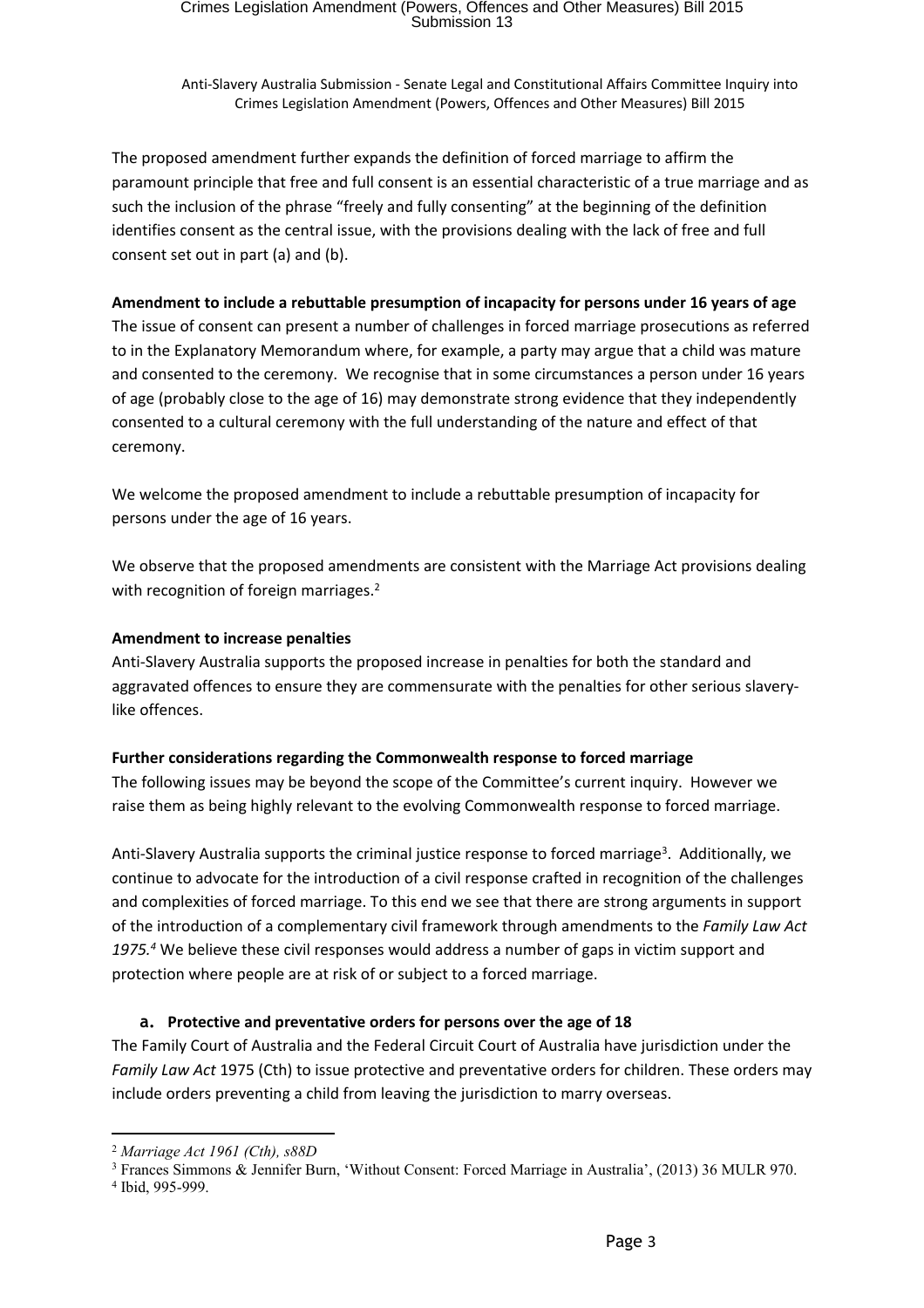The proposed amendment further expands the definition of forced marriage to affirm the paramount principle that free and full consent is an essential characteristic of a true marriage and as such the inclusion of the phrase "freely and fully consenting" at the beginning of the definition identifies consent as the central issue, with the provisions dealing with the lack of free and full consent set out in part (a) and (b).

**Amendment to include a rebuttable presumption of incapacity for persons under 16 years of age**

The issue of consent can present a number of challenges in forced marriage prosecutions as referred to in the Explanatory Memorandum where, for example, a party may argue that a child was mature and consented to the ceremony. We recognise that in some circumstances a person under 16 years of age (probably close to the age of 16) may demonstrate strong evidence that they independently consented to a cultural ceremony with the full understanding of the nature and effect of that ceremony.

We welcome the proposed amendment to include a rebuttable presumption of incapacity for persons under the age of 16 years.

We observe that the proposed amendments are consistent with the Marriage Act provisions dealing with recognition of foreign marriages.[2]

**Amendment to increase penalties**

Anti-Slavery Australia supports the proposed increase in penalties for both the standard and aggravated offences to ensure they are commensurate with the penalties for other serious slavery-like offences.

**Further considerations regarding the Commonwealth response to forced marriage**

The following issues may be beyond the scope of the Committee's current inquiry. However we raise them as being highly relevant to the evolving Commonwealth response to forced marriage.

Anti-Slavery Australia supports the criminal justice response to forced marriage[3]. Additionally, we continue to advocate for the introduction of a civil response crafted in recognition of the challenges and complexities of forced marriage. To this end we see that there are strong arguments in support of the introduction of a complementary civil framework through amendments to the *Family Law Act 1975.*[4] We believe these civil responses would address a number of gaps in victim support and protection where people are at risk of or subject to a forced marriage.

**a. Protective and preventative orders for persons over the age of 18**

The Family Court of Australia and the Federal Circuit Court of Australia have jurisdiction under the *Family Law Act* 1975 (Cth) to issue protective and preventative orders for children. These orders may include orders preventing a child from leaving the jurisdiction to marry overseas.

---

[2] *Marriage Act 1961 (Cth), s88D*

[3] Frances Simmons & Jennifer Burn, 'Without Consent: Forced Marriage in Australia', (2013) 36 MULR 970.

[4] Ibid, 995-999.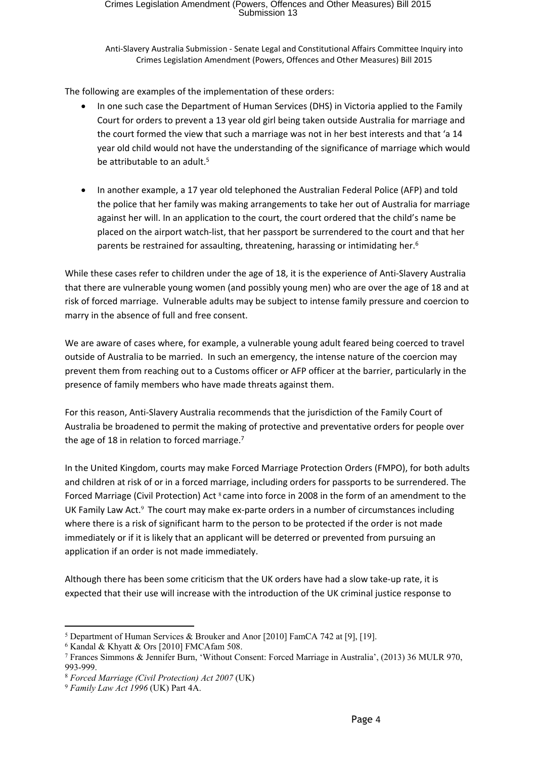The following are examples of the implementation of these orders:

- In one such case the Department of Human Services (DHS) in Victoria applied to the Family Court for orders to prevent a 13 year old girl being taken outside Australia for marriage and the court formed the view that such a marriage was not in her best interests and that 'a 14 year old child would not have the understanding of the significance of marriage which would be attributable to an adult.[5]

- In another example, a 17 year old telephoned the Australian Federal Police (AFP) and told the police that her family was making arrangements to take her out of Australia for marriage against her will. In an application to the court, the court ordered that the child's name be placed on the airport watch-list, that her passport be surrendered to the court and that her parents be restrained for assaulting, threatening, harassing or intimidating her.[6]

While these cases refer to children under the age of 18, it is the experience of Anti-Slavery Australia that there are vulnerable young women (and possibly young men) who are over the age of 18 and at risk of forced marriage. Vulnerable adults may be subject to intense family pressure and coercion to marry in the absence of full and free consent.

We are aware of cases where, for example, a vulnerable young adult feared being coerced to travel outside of Australia to be married. In such an emergency, the intense nature of the coercion may prevent them from reaching out to a Customs officer or AFP officer at the barrier, particularly in the presence of family members who have made threats against them.

For this reason, Anti-Slavery Australia recommends that the jurisdiction of the Family Court of Australia be broadened to permit the making of protective and preventative orders for people over the age of 18 in relation to forced marriage.[7]

In the United Kingdom, courts may make Forced Marriage Protection Orders (FMPO), for both adults and children at risk of or in a forced marriage, including orders for passports to be surrendered. The Forced Marriage (Civil Protection) Act [8] came into force in 2008 in the form of an amendment to the UK Family Law Act.[9] The court may make ex-parte orders in a number of circumstances including where there is a risk of significant harm to the person to be protected if the order is not made immediately or if it is likely that an applicant will be deterred or prevented from pursuing an application if an order is not made immediately.

Although there has been some criticism that the UK orders have had a slow take-up rate, it is expected that their use will increase with the introduction of the UK criminal justice response to

---

[5] Department of Human Services & Brouker and Anor [2010] FamCA 742 at [9], [19].

[6] Kandal & Khyatt & Ors [2010] FMCAfam 508.

[7] Frances Simmons & Jennifer Burn, 'Without Consent: Forced Marriage in Australia', (2013) 36 MULR 970, 993-999.

[8] *Forced Marriage (Civil Protection) Act 2007* (UK)

[9] *Family Law Act 1996* (UK) Part 4A.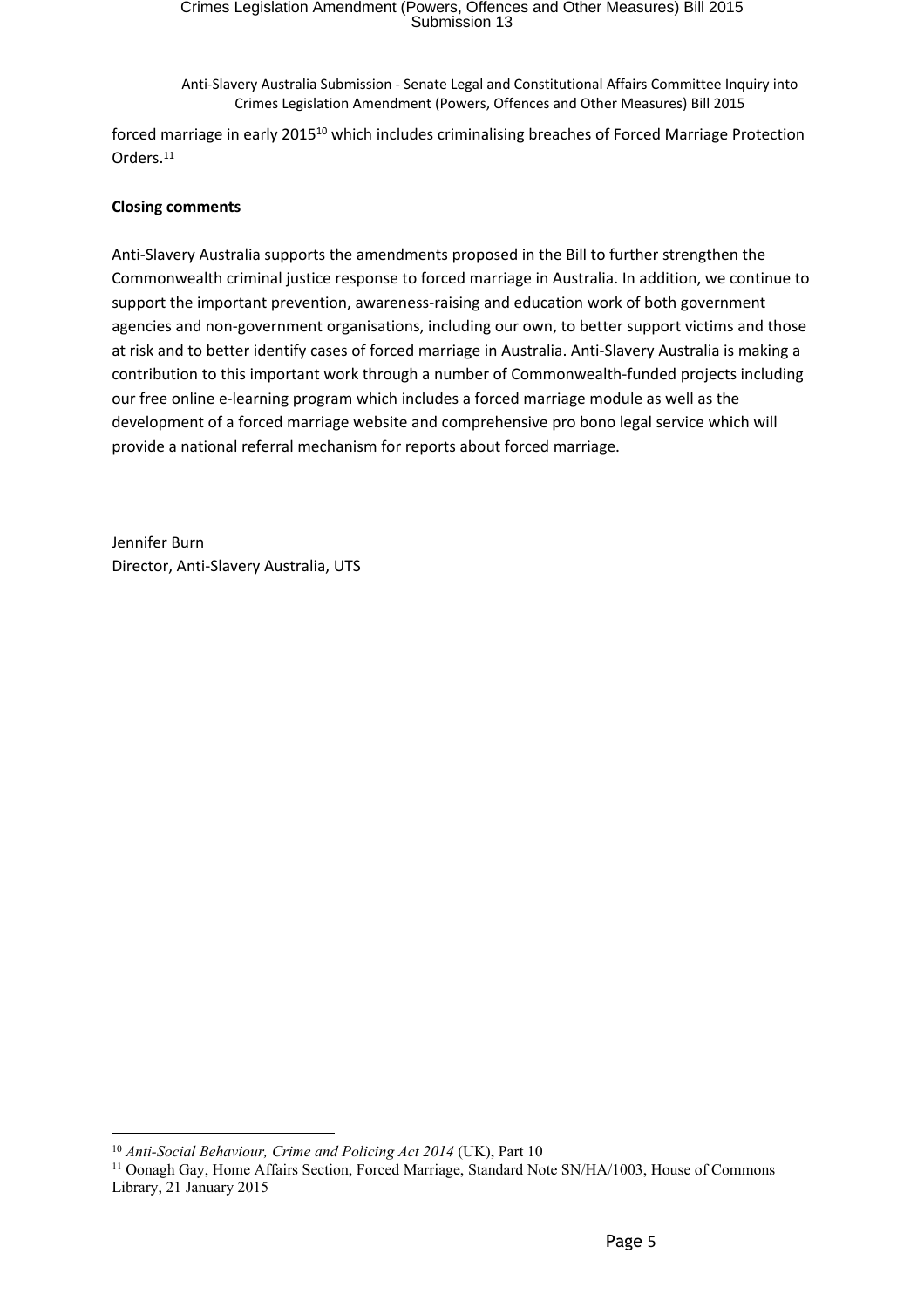forced marriage in early 2015[10] which includes criminalising breaches of Forced Marriage Protection Orders.[11]

**Closing comments**

Anti-Slavery Australia supports the amendments proposed in the Bill to further strengthen the Commonwealth criminal justice response to forced marriage in Australia. In addition, we continue to support the important prevention, awareness-raising and education work of both government agencies and non-government organisations, including our own, to better support victims and those at risk and to better identify cases of forced marriage in Australia. Anti-Slavery Australia is making a contribution to this important work through a number of Commonwealth-funded projects including our free online e-learning program which includes a forced marriage module as well as the development of a forced marriage website and comprehensive pro bono legal service which will provide a national referral mechanism for reports about forced marriage.

Jennifer Burn
Director, Anti-Slavery Australia, UTS

---

[10] *Anti-Social Behaviour, Crime and Policing Act 2014* (UK), Part 10

[11] Oonagh Gay, Home Affairs Section, Forced Marriage, Standard Note SN/HA/1003, House of Commons Library, 21 January 2015